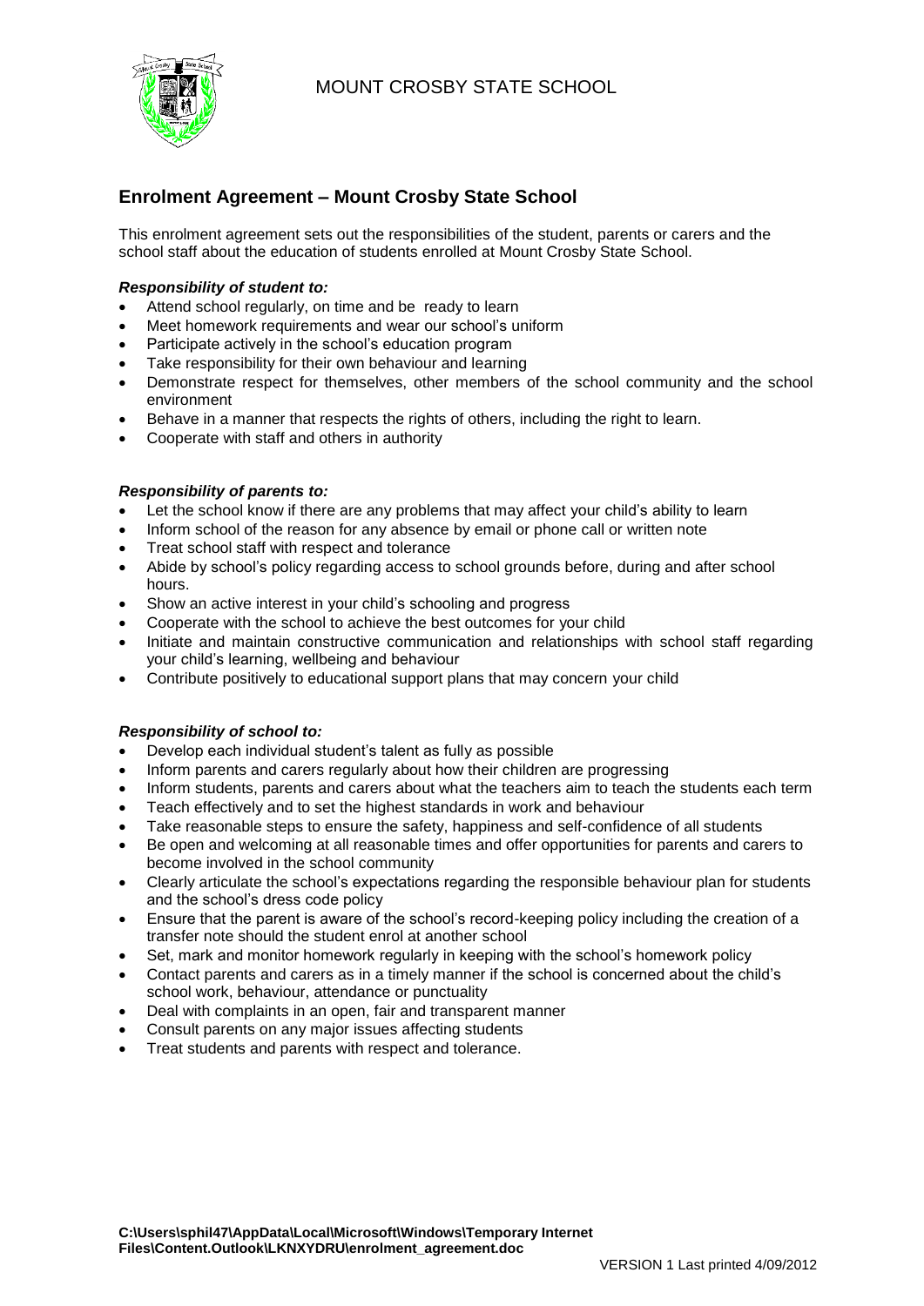MOUNT CROSBY STATE SCHOOL

## Enrolment Agreement – Mount Crosby State School

This enrolment agreement sets out the responsibilities of the student, parents or carers and the school staff about the education of students enrolled at Mount Crosby State School.

***Responsibility of student to:***

- Attend school regularly, on time and be ready to learn
- Meet homework requirements and wear our school's uniform
- Participate actively in the school's education program
- Take responsibility for their own behaviour and learning
- Demonstrate respect for themselves, other members of the school community and the school environment
- Behave in a manner that respects the rights of others, including the right to learn.
- Cooperate with staff and others in authority

***Responsibility of parents to:***

- Let the school know if there are any problems that may affect your child's ability to learn
- Inform school of the reason for any absence by email or phone call or written note
- Treat school staff with respect and tolerance
- Abide by school's policy regarding access to school grounds before, during and after school hours.
- Show an active interest in your child's schooling and progress
- Cooperate with the school to achieve the best outcomes for your child
- Initiate and maintain constructive communication and relationships with school staff regarding your child's learning, wellbeing and behaviour
- Contribute positively to educational support plans that may concern your child

***Responsibility of school to:***

- Develop each individual student's talent as fully as possible
- Inform parents and carers regularly about how their children are progressing
- Inform students, parents and carers about what the teachers aim to teach the students each term
- Teach effectively and to set the highest standards in work and behaviour
- Take reasonable steps to ensure the safety, happiness and self-confidence of all students
- Be open and welcoming at all reasonable times and offer opportunities for parents and carers to become involved in the school community
- Clearly articulate the school's expectations regarding the responsible behaviour plan for students and the school's dress code policy
- Ensure that the parent is aware of the school's record-keeping policy including the creation of a transfer note should the student enrol at another school
- Set, mark and monitor homework regularly in keeping with the school's homework policy
- Contact parents and carers as in a timely manner if the school is concerned about the child's school work, behaviour, attendance or punctuality
- Deal with complaints in an open, fair and transparent manner
- Consult parents on any major issues affecting students
- Treat students and parents with respect and tolerance.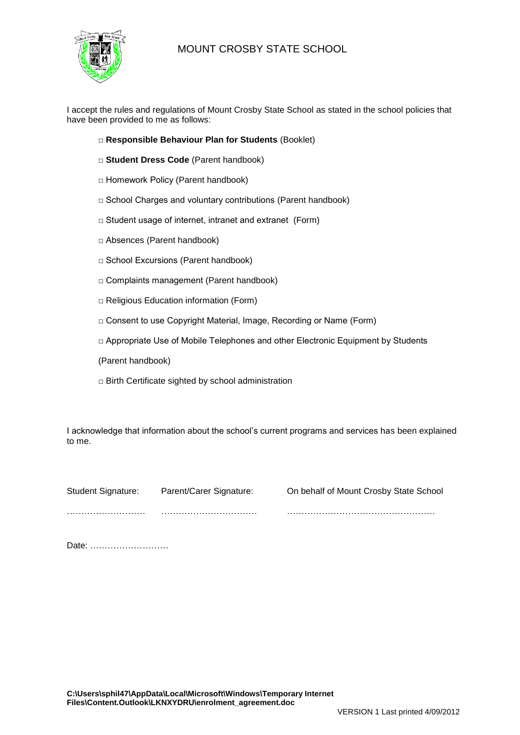# MOUNT CROSBY STATE SCHOOL

I accept the rules and regulations of Mount Crosby State School as stated in the school policies that have been provided to me as follows:

- □ **Responsible Behaviour Plan for Students** (Booklet)
- □ **Student Dress Code** (Parent handbook)
- □ Homework Policy (Parent handbook)
- □ School Charges and voluntary contributions (Parent handbook)
- □ Student usage of internet, intranet and extranet (Form)
- □ Absences (Parent handbook)
- □ School Excursions (Parent handbook)
- □ Complaints management (Parent handbook)
- □ Religious Education information (Form)
- □ Consent to use Copyright Material, Image, Recording or Name (Form)
- □ Appropriate Use of Mobile Telephones and other Electronic Equipment by Students (Parent handbook)
- □ Birth Certificate sighted by school administration

I acknowledge that information about the school's current programs and services has been explained to me.

| Student Signature: | Parent/Carer Signature: | On behalf of Mount Crosby State School |
|---|---|---|
| ……………………… | …………………………… | …………………………………………… |

Date: ………………………

**C:\Users\sphil47\AppData\Local\Microsoft\Windows\Temporary Internet Files\Content.Outlook\LKNXYDRU\enrolment_agreement.doc**

VERSION 1 Last printed 4/09/2012